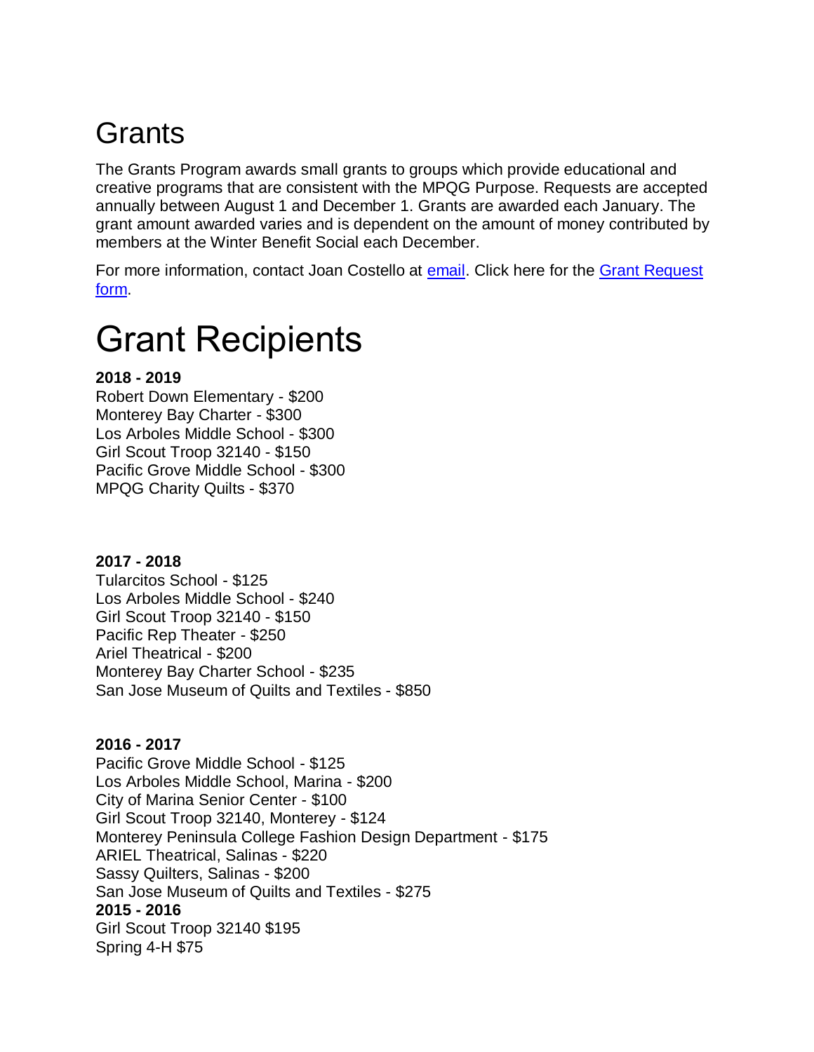## Grants

The Grants Program awards small grants to groups which provide educational and creative programs that are consistent with the MPQG Purpose. Requests are accepted annually between August 1 and December 1. Grants are awarded each January. The grant amount awarded varies and is dependent on the amount of money contributed by members at the Winter Benefit Social each December.

For more information, contact Joan Costello at email. Click here for the Grant Request form.

# Grant Recipients

**2018 - 2019**
Robert Down Elementary - $200
Monterey Bay Charter - $300
Los Arboles Middle School - $300
Girl Scout Troop 32140 - $150
Pacific Grove Middle School - $300
MPQG Charity Quilts - $370

**2017 - 2018**
Tularcitos School - $125
Los Arboles Middle School - $240
Girl Scout Troop 32140 - $150
Pacific Rep Theater - $250
Ariel Theatrical - $200
Monterey Bay Charter School - $235
San Jose Museum of Quilts and Textiles - $850

**2016 - 2017**
Pacific Grove Middle School - $125
Los Arboles Middle School, Marina - $200
City of Marina Senior Center - $100
Girl Scout Troop 32140, Monterey - $124
Monterey Peninsula College Fashion Design Department - $175
ARIEL Theatrical, Salinas - $220
Sassy Quilters, Salinas - $200
San Jose Museum of Quilts and Textiles - $275

**2015 - 2016**
Girl Scout Troop 32140 $195
Spring 4-H $75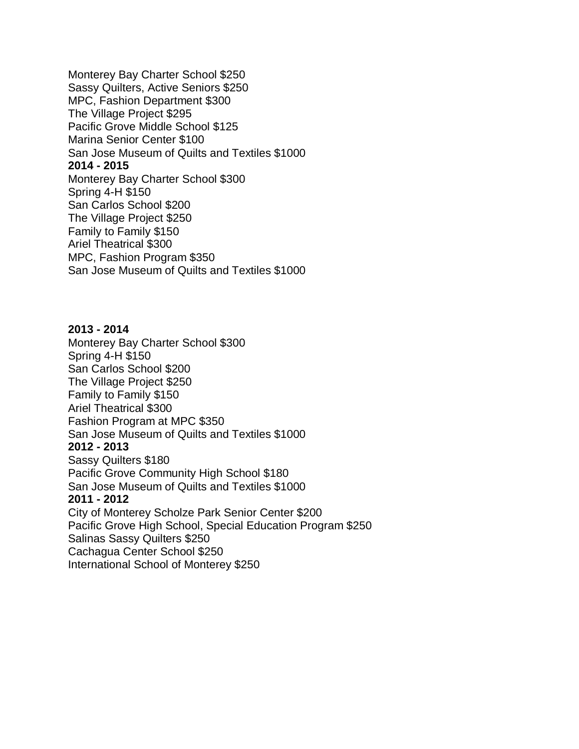Monterey Bay Charter School $250
Sassy Quilters, Active Seniors $250
MPC, Fashion Department $300
The Village Project $295
Pacific Grove Middle School $125
Marina Senior Center $100
San Jose Museum of Quilts and Textiles $1000

**2014 - 2015**

Monterey Bay Charter School $300
Spring 4-H $150
San Carlos School $200
The Village Project $250
Family to Family $150
Ariel Theatrical $300
MPC, Fashion Program $350
San Jose Museum of Quilts and Textiles $1000

**2013 - 2014**

Monterey Bay Charter School $300
Spring 4-H $150
San Carlos School $200
The Village Project $250
Family to Family $150
Ariel Theatrical $300
Fashion Program at MPC $350
San Jose Museum of Quilts and Textiles $1000

**2012 - 2013**

Sassy Quilters $180
Pacific Grove Community High School $180
San Jose Museum of Quilts and Textiles $1000

**2011 - 2012**

City of Monterey Scholze Park Senior Center $200
Pacific Grove High School, Special Education Program $250
Salinas Sassy Quilters $250
Cachagua Center School $250
International School of Monterey $250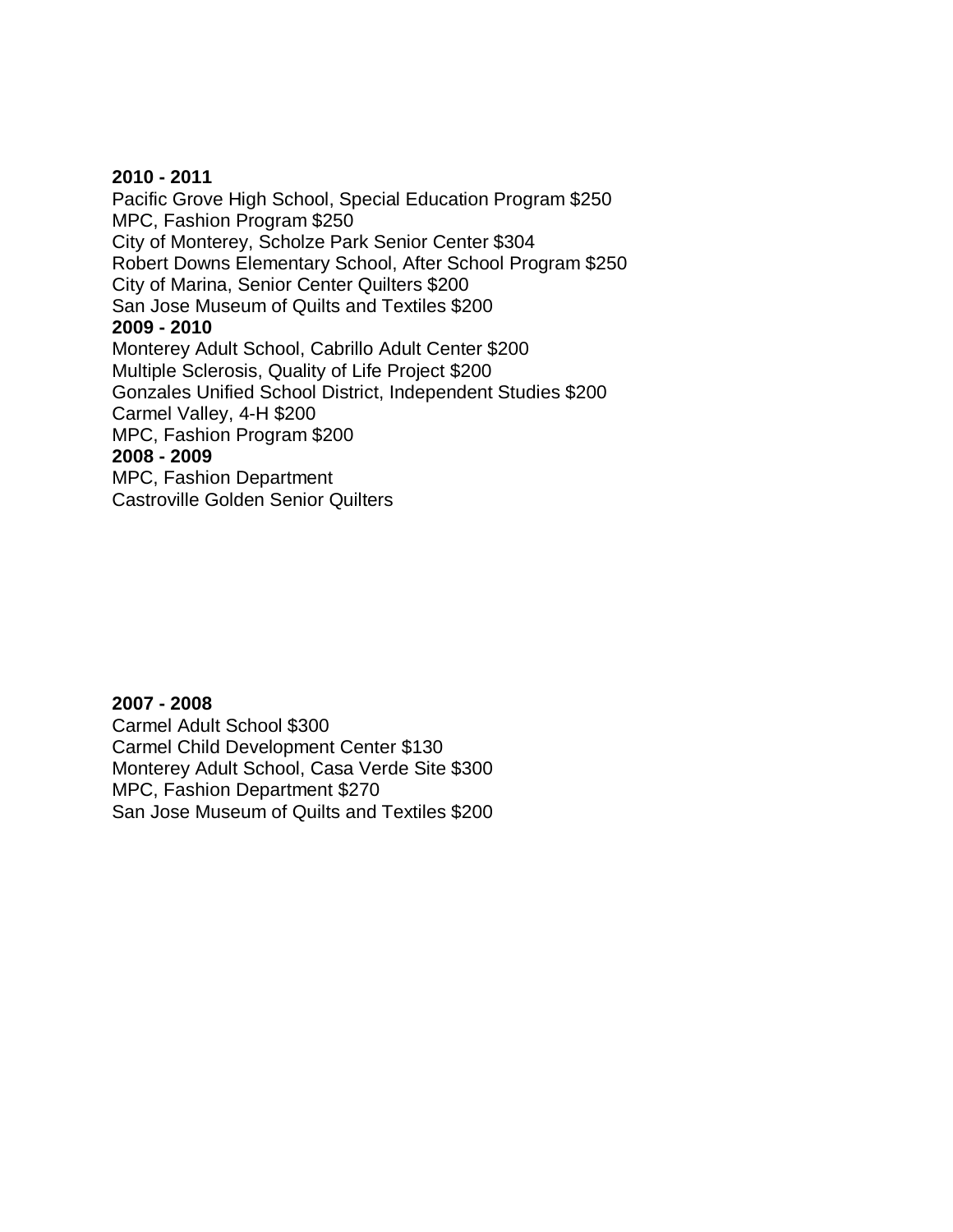**2010 - 2011**

Pacific Grove High School, Special Education Program $250
MPC, Fashion Program $250
City of Monterey, Scholze Park Senior Center $304
Robert Downs Elementary School, After School Program $250
City of Marina, Senior Center Quilters $200
San Jose Museum of Quilts and Textiles $200

**2009 - 2010**

Monterey Adult School, Cabrillo Adult Center $200
Multiple Sclerosis, Quality of Life Project $200
Gonzales Unified School District, Independent Studies $200
Carmel Valley, 4-H $200
MPC, Fashion Program $200

**2008 - 2009**

MPC, Fashion Department
Castroville Golden Senior Quilters

**2007 - 2008**

Carmel Adult School $300
Carmel Child Development Center $130
Monterey Adult School, Casa Verde Site $300
MPC, Fashion Department $270
San Jose Museum of Quilts and Textiles $200